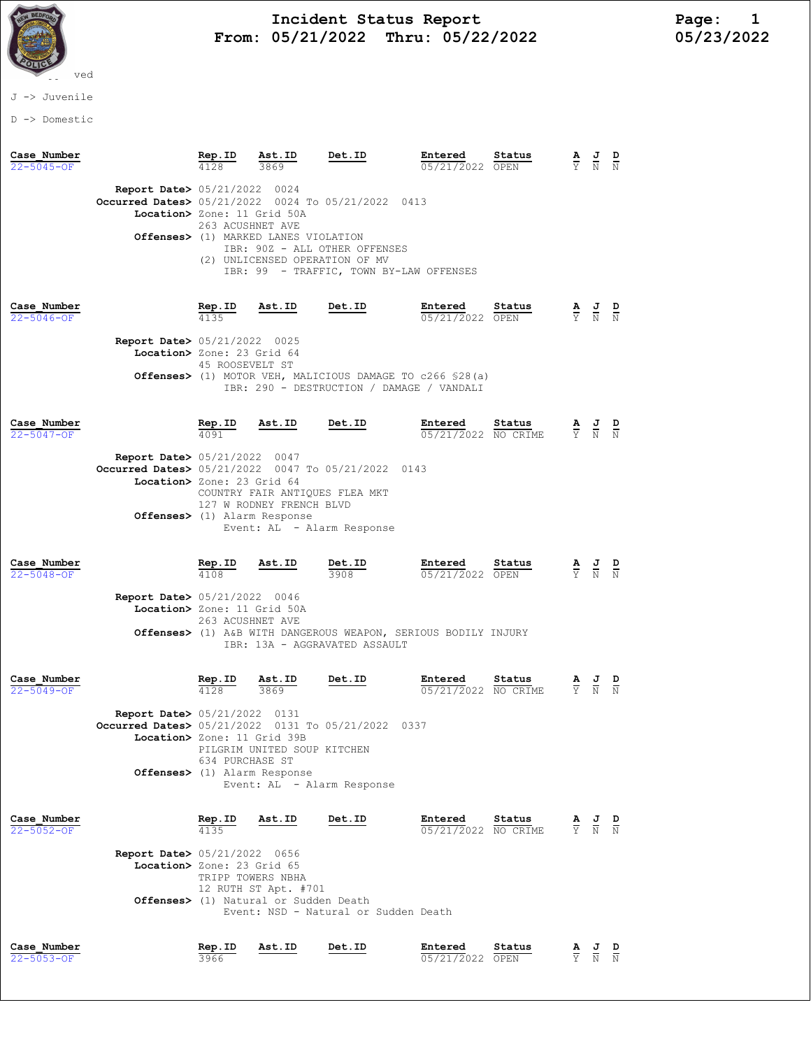# Incident Status Report
## From: 05/21/2022 Thru: 05/22/2022

05/23/2022

ved

J -> Juvenile

D -> Domestic

| Case_Number | Rep.ID | Ast.ID | Det.ID | Entered | Status | A | J | D |
|---|---|---|---|---|---|---|---|---|
| 22-5045-OF | 4128 | 3869 | | 05/21/2022 | OPEN | Y | N | N |

**Report Date>** 05/21/2022 0024
**Occurred Dates>** 05/21/2022 0024 To 05/21/2022 0413
**Location>** Zone: 11 Grid 50A
263 ACUSHNET AVE
**Offenses>** (1) MARKED LANES VIOLATION
IBR: 90Z - ALL OTHER OFFENSES
(2) UNLICENSED OPERATION OF MV
IBR: 99 - TRAFFIC, TOWN BY-LAW OFFENSES

| Case_Number | Rep.ID | Ast.ID | Det.ID | Entered | Status | A | J | D |
|---|---|---|---|---|---|---|---|---|
| 22-5046-OF | 4135 | | | 05/21/2022 | OPEN | Y | N | N |

**Report Date>** 05/21/2022 0025
**Location>** Zone: 23 Grid 64
45 ROOSEVELT ST
**Offenses>** (1) MOTOR VEH, MALICIOUS DAMAGE TO c266 §28(a)
IBR: 290 - DESTRUCTION / DAMAGE / VANDALI

| Case_Number | Rep.ID | Ast.ID | Det.ID | Entered | Status | A | J | D |
|---|---|---|---|---|---|---|---|---|
| 22-5047-OF | 4091 | | | 05/21/2022 | NO CRIME | Y | N | N |

**Report Date>** 05/21/2022 0047
**Occurred Dates>** 05/21/2022 0047 To 05/21/2022 0143
**Location>** Zone: 23 Grid 64
COUNTRY FAIR ANTIQUES FLEA MKT
127 W RODNEY FRENCH BLVD
**Offenses>** (1) Alarm Response
Event: AL - Alarm Response

| Case_Number | Rep.ID | Ast.ID | Det.ID | Entered | Status | A | J | D |
|---|---|---|---|---|---|---|---|---|
| 22-5048-OF | 4108 | | 3908 | 05/21/2022 | OPEN | Y | N | N |

**Report Date>** 05/21/2022 0046
**Location>** Zone: 11 Grid 50A
263 ACUSHNET AVE
**Offenses>** (1) A&B WITH DANGEROUS WEAPON, SERIOUS BODILY INJURY
IBR: 13A - AGGRAVATED ASSAULT

| Case_Number | Rep.ID | Ast.ID | Det.ID | Entered | Status | A | J | D |
|---|---|---|---|---|---|---|---|---|
| 22-5049-OF | 4128 | 3869 | | 05/21/2022 | NO CRIME | Y | N | N |

**Report Date>** 05/21/2022 0131
**Occurred Dates>** 05/21/2022 0131 To 05/21/2022 0337
**Location>** Zone: 11 Grid 39B
PILGRIM UNITED SOUP KITCHEN
634 PURCHASE ST
**Offenses>** (1) Alarm Response
Event: AL - Alarm Response

| Case_Number | Rep.ID | Ast.ID | Det.ID | Entered | Status | A | J | D |
|---|---|---|---|---|---|---|---|---|
| 22-5052-OF | 4135 | | | 05/21/2022 | NO CRIME | Y | N | N |

**Report Date>** 05/21/2022 0656
**Location>** Zone: 23 Grid 65
TRIPP TOWERS NBHA
12 RUTH ST Apt. #701
**Offenses>** (1) Natural or Sudden Death
Event: NSD - Natural or Sudden Death

| Case_Number | Rep.ID | Ast.ID | Det.ID | Entered | Status | A | J | D |
|---|---|---|---|---|---|---|---|---|
| 22-5053-OF | 3966 | | | 05/21/2022 | OPEN | Y | N | N |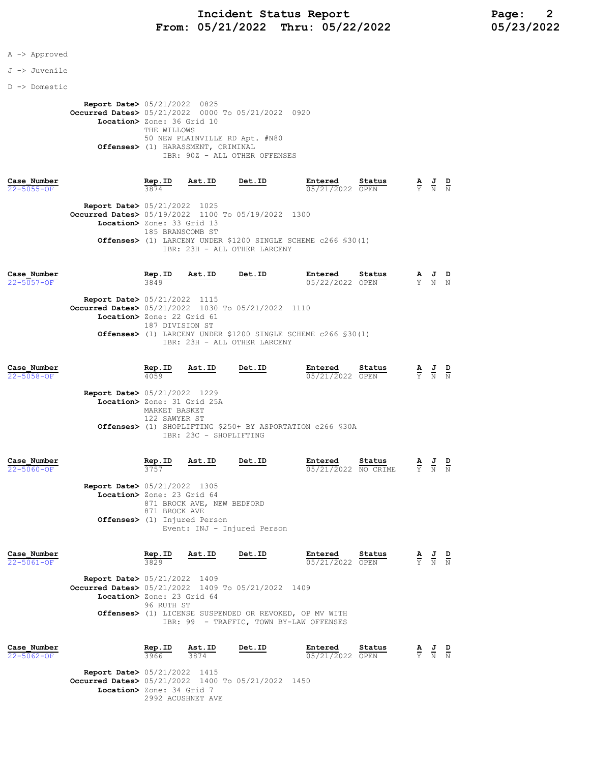A -> Approved

J -> Juvenile

D -> Domestic

**Report Date>** 05/21/2022 0825
**Occurred Dates>** 05/21/2022 0000 To 05/21/2022 0920
**Location>** Zone: 36 Grid 10
THE WILLOWS
50 NEW PLAINVILLE RD Apt. #N80
**Offenses>** (1) HARASSMENT, CRIMINAL
IBR: 90Z - ALL OTHER OFFENSES

| Case_Number | Rep.ID | Ast.ID | Det.ID | Entered | Status | A | J | D |
|---|---|---|---|---|---|---|---|---|
| 22-5055-OF | 3874 | | | 05/21/2022 | OPEN | Y | N | N |

**Report Date>** 05/21/2022 1025
**Occurred Dates>** 05/19/2022 1100 To 05/19/2022 1300
**Location>** Zone: 33 Grid 13
185 BRANSCOMB ST
**Offenses>** (1) LARCENY UNDER $1200 SINGLE SCHEME c266 §30(1)
IBR: 23H - ALL OTHER LARCENY

| Case_Number | Rep.ID | Ast.ID | Det.ID | Entered | Status | A | J | D |
|---|---|---|---|---|---|---|---|---|
| 22-5057-OF | 3849 | | | 05/22/2022 | OPEN | Y | N | N |

**Report Date>** 05/21/2022 1115
**Occurred Dates>** 05/21/2022 1030 To 05/21/2022 1110
**Location>** Zone: 22 Grid 61
187 DIVISION ST
**Offenses>** (1) LARCENY UNDER $1200 SINGLE SCHEME c266 §30(1)
IBR: 23H - ALL OTHER LARCENY

| Case_Number | Rep.ID | Ast.ID | Det.ID | Entered | Status | A | J | D |
|---|---|---|---|---|---|---|---|---|
| 22-5058-OF | 4059 | | | 05/21/2022 | OPEN | Y | N | N |

**Report Date>** 05/21/2022 1229
**Location>** Zone: 31 Grid 25A
MARKET BASKET
122 SAWYER ST
**Offenses>** (1) SHOPLIFTING $250+ BY ASPORTATION c266 §30A
IBR: 23C - SHOPLIFTING

| Case_Number | Rep.ID | Ast.ID | Det.ID | Entered | Status | A | J | D |
|---|---|---|---|---|---|---|---|---|
| 22-5060-OF | 3757 | | | 05/21/2022 | NO CRIME | Y | N | N |

**Report Date>** 05/21/2022 1305
**Location>** Zone: 23 Grid 64
871 BROCK AVE, NEW BEDFORD
871 BROCK AVE
**Offenses>** (1) Injured Person
Event: INJ - Injured Person

| Case_Number | Rep.ID | Ast.ID | Det.ID | Entered | Status | A | J | D |
|---|---|---|---|---|---|---|---|---|
| 22-5061-OF | 3829 | | | 05/21/2022 | OPEN | Y | N | N |

**Report Date>** 05/21/2022 1409
**Occurred Dates>** 05/21/2022 1409 To 05/21/2022 1409
**Location>** Zone: 23 Grid 64
96 RUTH ST
**Offenses>** (1) LICENSE SUSPENDED OR REVOKED, OP MV WITH
IBR: 99 - TRAFFIC, TOWN BY-LAW OFFENSES

| Case_Number | Rep.ID | Ast.ID | Det.ID | Entered | Status | A | J | D |
|---|---|---|---|---|---|---|---|---|
| 22-5062-OF | 3966 | 3874 | | 05/21/2022 | OPEN | Y | N | N |

**Report Date>** 05/21/2022 1415
**Occurred Dates>** 05/21/2022 1400 To 05/21/2022 1450
**Location>** Zone: 34 Grid 7
2992 ACUSHNET AVE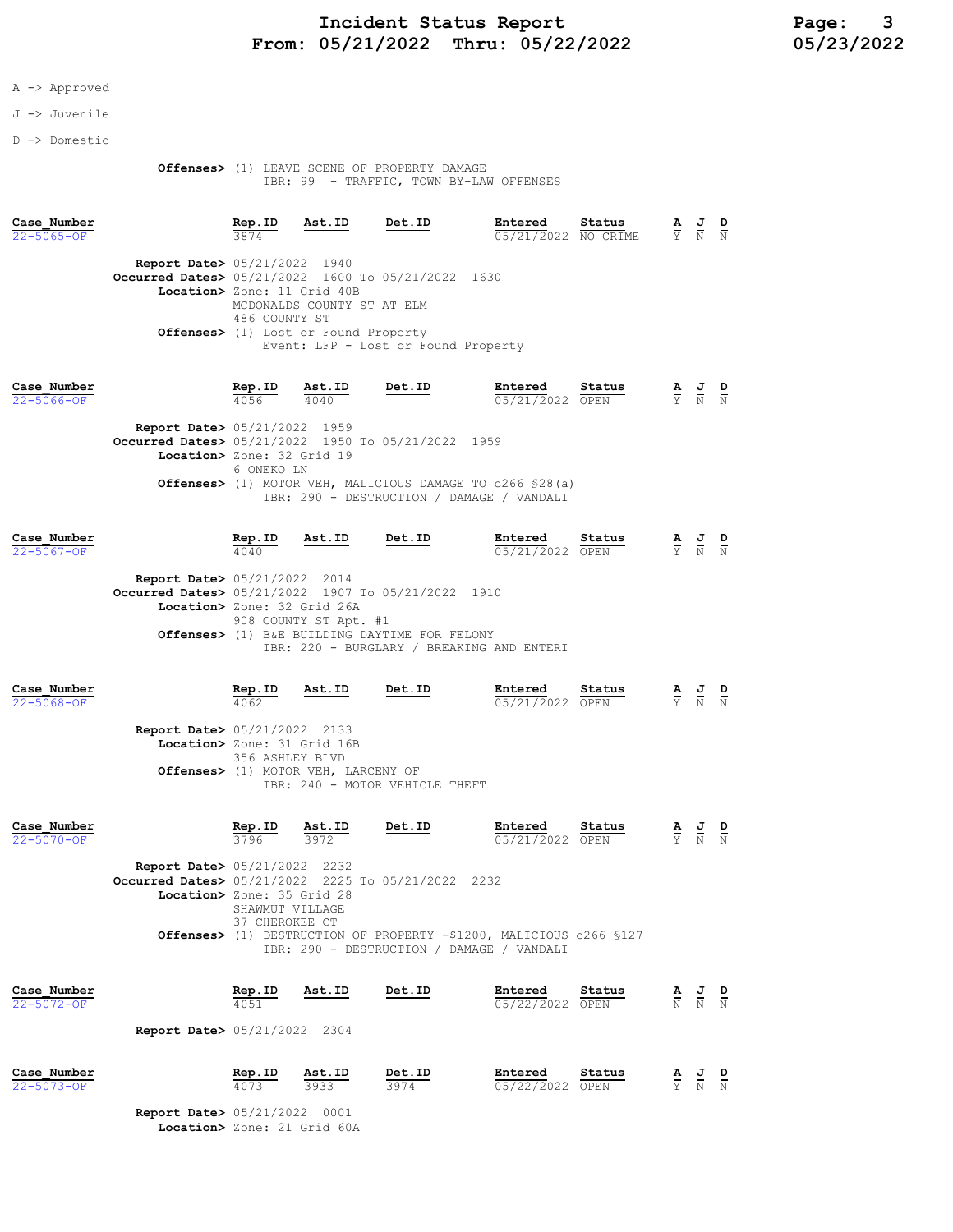A -> Approved

J -> Juvenile

D -> Domestic

**Offenses>** (1) LEAVE SCENE OF PROPERTY DAMAGE
IBR: 99 - TRAFFIC, TOWN BY-LAW OFFENSES

| Case_Number | Rep.ID | Ast.ID | Det.ID | Entered | Status | A | J | D |
|---|---|---|---|---|---|---|---|---|
| 22-5065-OF | 3874 | | | 05/21/2022 | NO CRIME | Y | N | N |

**Report Date>** 05/21/2022 1940
**Occurred Dates>** 05/21/2022 1600 To 05/21/2022 1630
**Location>** Zone: 11 Grid 40B
MCDONALDS COUNTY ST AT ELM
486 COUNTY ST
**Offenses>** (1) Lost or Found Property
Event: LFP - Lost or Found Property

| Case_Number | Rep.ID | Ast.ID | Det.ID | Entered | Status | A | J | D |
|---|---|---|---|---|---|---|---|---|
| 22-5066-OF | 4056 | 4040 | | 05/21/2022 | OPEN | Y | N | N |

**Report Date>** 05/21/2022 1959
**Occurred Dates>** 05/21/2022 1950 To 05/21/2022 1959
**Location>** Zone: 32 Grid 19
6 ONEKO LN
**Offenses>** (1) MOTOR VEH, MALICIOUS DAMAGE TO c266 §28(a)
IBR: 290 - DESTRUCTION / DAMAGE / VANDALI

| Case_Number | Rep.ID | Ast.ID | Det.ID | Entered | Status | A | J | D |
|---|---|---|---|---|---|---|---|---|
| 22-5067-OF | 4040 | | | 05/21/2022 | OPEN | Y | N | N |

**Report Date>** 05/21/2022 2014
**Occurred Dates>** 05/21/2022 1907 To 05/21/2022 1910
**Location>** Zone: 32 Grid 26A
908 COUNTY ST Apt. #1
**Offenses>** (1) B&E BUILDING DAYTIME FOR FELONY
IBR: 220 - BURGLARY / BREAKING AND ENTERI

| Case_Number | Rep.ID | Ast.ID | Det.ID | Entered | Status | A | J | D |
|---|---|---|---|---|---|---|---|---|
| 22-5068-OF | 4062 | | | 05/21/2022 | OPEN | Y | N | N |

**Report Date>** 05/21/2022 2133
**Location>** Zone: 31 Grid 16B
356 ASHLEY BLVD
**Offenses>** (1) MOTOR VEH, LARCENY OF
IBR: 240 - MOTOR VEHICLE THEFT

| Case_Number | Rep.ID | Ast.ID | Det.ID | Entered | Status | A | J | D |
|---|---|---|---|---|---|---|---|---|
| 22-5070-OF | 3796 | 3972 | | 05/21/2022 | OPEN | Y | N | N |

**Report Date>** 05/21/2022 2232
**Occurred Dates>** 05/21/2022 2225 To 05/21/2022 2232
**Location>** Zone: 35 Grid 28
SHAWMUT VILLAGE
37 CHEROKEE CT
**Offenses>** (1) DESTRUCTION OF PROPERTY -$1200, MALICIOUS c266 §127
IBR: 290 - DESTRUCTION / DAMAGE / VANDALI

| Case_Number | Rep.ID | Ast.ID | Det.ID | Entered | Status | A | J | D |
|---|---|---|---|---|---|---|---|---|
| 22-5072-OF | 4051 | | | 05/22/2022 | OPEN | N | N | N |

**Report Date>** 05/21/2022 2304

| Case_Number | Rep.ID | Ast.ID | Det.ID | Entered | Status | A | J | D |
|---|---|---|---|---|---|---|---|---|
| 22-5073-OF | 4073 | 3933 | 3974 | 05/22/2022 | OPEN | Y | N | N |

**Report Date>** 05/21/2022 0001
**Location>** Zone: 21 Grid 60A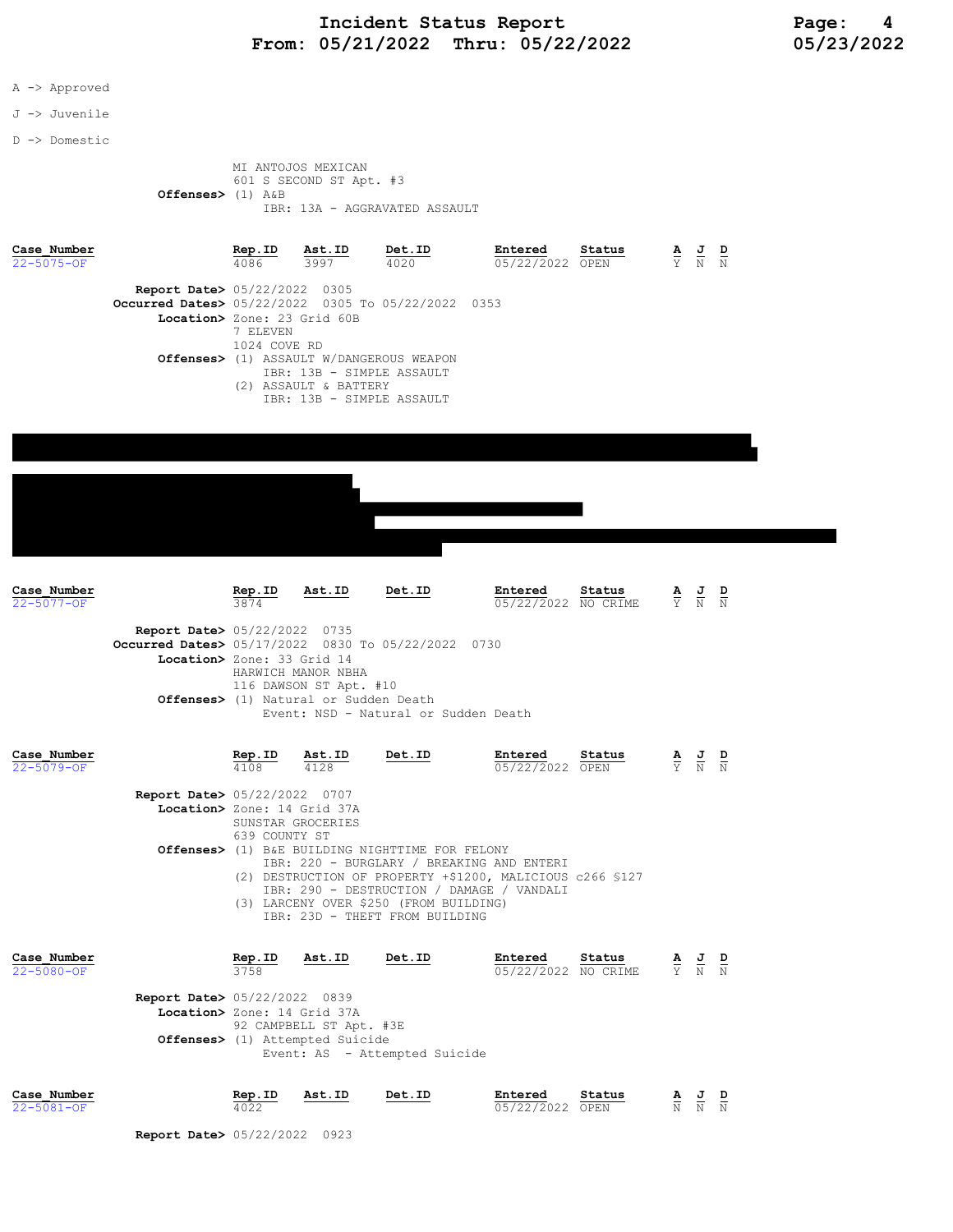A -> Approved

J -> Juvenile

D -> Domestic

MI ANTOJOS MEXICAN
601 S SECOND ST Apt. #3
**Offenses>** (1) A&B
IBR: 13A - AGGRAVATED ASSAULT

| Case_Number | Rep.ID | Ast.ID | Det.ID | Entered | Status | A | J | D |
|---|---|---|---|---|---|---|---|---|
| 22-5075-OF | 4086 | 3997 | 4020 | 05/22/2022 | OPEN | Y | N | N |

**Report Date>** 05/22/2022 0305
**Occurred Dates>** 05/22/2022 0305 To 05/22/2022 0353
**Location>** Zone: 23 Grid 60B
7 ELEVEN
1024 COVE RD
**Offenses>** (1) ASSAULT W/DANGEROUS WEAPON
IBR: 13B - SIMPLE ASSAULT
(2) ASSAULT & BATTERY
IBR: 13B - SIMPLE ASSAULT

| Case_Number | Rep.ID | Ast.ID | Det.ID | Entered | Status | A | J | D |
|---|---|---|---|---|---|---|---|---|
| 22-5077-OF | 3874 | | | 05/22/2022 | NO CRIME | Y | N | N |

**Report Date>** 05/22/2022 0735
**Occurred Dates>** 05/17/2022 0830 To 05/22/2022 0730
**Location>** Zone: 33 Grid 14
HARWICH MANOR NBHA
116 DAWSON ST Apt. #10
**Offenses>** (1) Natural or Sudden Death
Event: NSD - Natural or Sudden Death

| Case_Number | Rep.ID | Ast.ID | Det.ID | Entered | Status | A | J | D |
|---|---|---|---|---|---|---|---|---|
| 22-5079-OF | 4108 | 4128 | | 05/22/2022 | OPEN | Y | N | N |

**Report Date>** 05/22/2022 0707
**Location>** Zone: 14 Grid 37A
SUNSTAR GROCERIES
639 COUNTY ST
**Offenses>** (1) B&E BUILDING NIGHTTIME FOR FELONY
IBR: 220 - BURGLARY / BREAKING AND ENTERI
(2) DESTRUCTION OF PROPERTY +$1200, MALICIOUS c266 §127
IBR: 290 - DESTRUCTION / DAMAGE / VANDALI
(3) LARCENY OVER $250 (FROM BUILDING)
IBR: 23D - THEFT FROM BUILDING

| Case_Number | Rep.ID | Ast.ID | Det.ID | Entered | Status | A | J | D |
|---|---|---|---|---|---|---|---|---|
| 22-5080-OF | 3758 | | | 05/22/2022 | NO CRIME | Y | N | N |

**Report Date>** 05/22/2022 0839
**Location>** Zone: 14 Grid 37A
92 CAMPBELL ST Apt. #3E
**Offenses>** (1) Attempted Suicide
Event: AS - Attempted Suicide

| Case_Number | Rep.ID | Ast.ID | Det.ID | Entered | Status | A | J | D |
|---|---|---|---|---|---|---|---|---|
| 22-5081-OF | 4022 | | | 05/22/2022 | OPEN | N | N | N |

**Report Date>** 05/22/2022 0923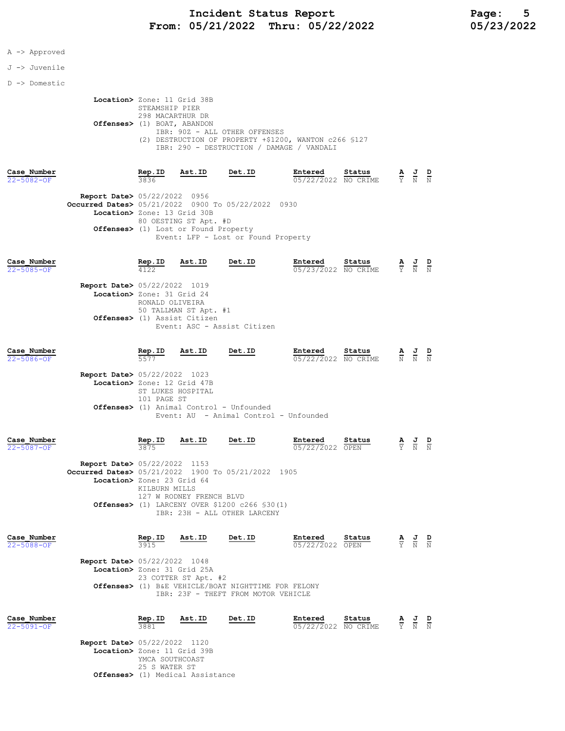A -> Approved

J -> Juvenile

D -> Domestic

**Location>** Zone: 11 Grid 38B
STEAMSHIP PIER
298 MACARTHUR DR
**Offenses>** (1) BOAT, ABANDON
IBR: 90Z - ALL OTHER OFFENSES
(2) DESTRUCTION OF PROPERTY +$1200, WANTON c266 §127
IBR: 290 - DESTRUCTION / DAMAGE / VANDALI

| Case Number | Rep.ID | Ast.ID | Det.ID | Entered | Status | A | J | D |
|---|---|---|---|---|---|---|---|---|
| 22-5082-OF | 3836 | | | 05/22/2022 | NO CRIME | Y | N | N |

**Report Date>** 05/22/2022 0956
**Occurred Dates>** 05/21/2022 0900 To 05/22/2022 0930
**Location>** Zone: 13 Grid 30B
80 OESTING ST Apt. #D
**Offenses>** (1) Lost or Found Property
Event: LFP - Lost or Found Property

| Case Number | Rep.ID | Ast.ID | Det.ID | Entered | Status | A | J | D |
|---|---|---|---|---|---|---|---|---|
| 22-5085-OF | 4122 | | | 05/23/2022 | NO CRIME | Y | N | N |

**Report Date>** 05/22/2022 1019
**Location>** Zone: 31 Grid 24
RONALD OLIVEIRA
50 TALLMAN ST Apt. #1
**Offenses>** (1) Assist Citizen
Event: ASC - Assist Citizen

| Case Number | Rep.ID | Ast.ID | Det.ID | Entered | Status | A | J | D |
|---|---|---|---|---|---|---|---|---|
| 22-5086-OF | 5577 | | | 05/22/2022 | NO CRIME | N | N | N |

**Report Date>** 05/22/2022 1023
**Location>** Zone: 12 Grid 47B
ST LUKES HOSPITAL
101 PAGE ST
**Offenses>** (1) Animal Control - Unfounded
Event: AU - Animal Control - Unfounded

| Case Number | Rep.ID | Ast.ID | Det.ID | Entered | Status | A | J | D |
|---|---|---|---|---|---|---|---|---|
| 22-5087-OF | 3875 | | | 05/22/2022 | OPEN | Y | N | N |

**Report Date>** 05/22/2022 1153
**Occurred Dates>** 05/21/2022 1900 To 05/21/2022 1905
**Location>** Zone: 23 Grid 64
KILBURN MILLS
127 W RODNEY FRENCH BLVD
**Offenses>** (1) LARCENY OVER $1200 c266 §30(1)
IBR: 23H - ALL OTHER LARCENY

| Case Number | Rep.ID | Ast.ID | Det.ID | Entered | Status | A | J | D |
|---|---|---|---|---|---|---|---|---|
| 22-5088-OF | 3915 | | | 05/22/2022 | OPEN | Y | N | N |

**Report Date>** 05/22/2022 1048
**Location>** Zone: 31 Grid 25A
23 COTTER ST Apt. #2
**Offenses>** (1) B&E VEHICLE/BOAT NIGHTTIME FOR FELONY
IBR: 23F - THEFT FROM MOTOR VEHICLE

| Case Number | Rep.ID | Ast.ID | Det.ID | Entered | Status | A | J | D |
|---|---|---|---|---|---|---|---|---|
| 22-5091-OF | 3881 | | | 05/22/2022 | NO CRIME | Y | N | N |

**Report Date>** 05/22/2022 1120
**Location>** Zone: 11 Grid 39B
YMCA SOUTHCOAST
25 S WATER ST
**Offenses>** (1) Medical Assistance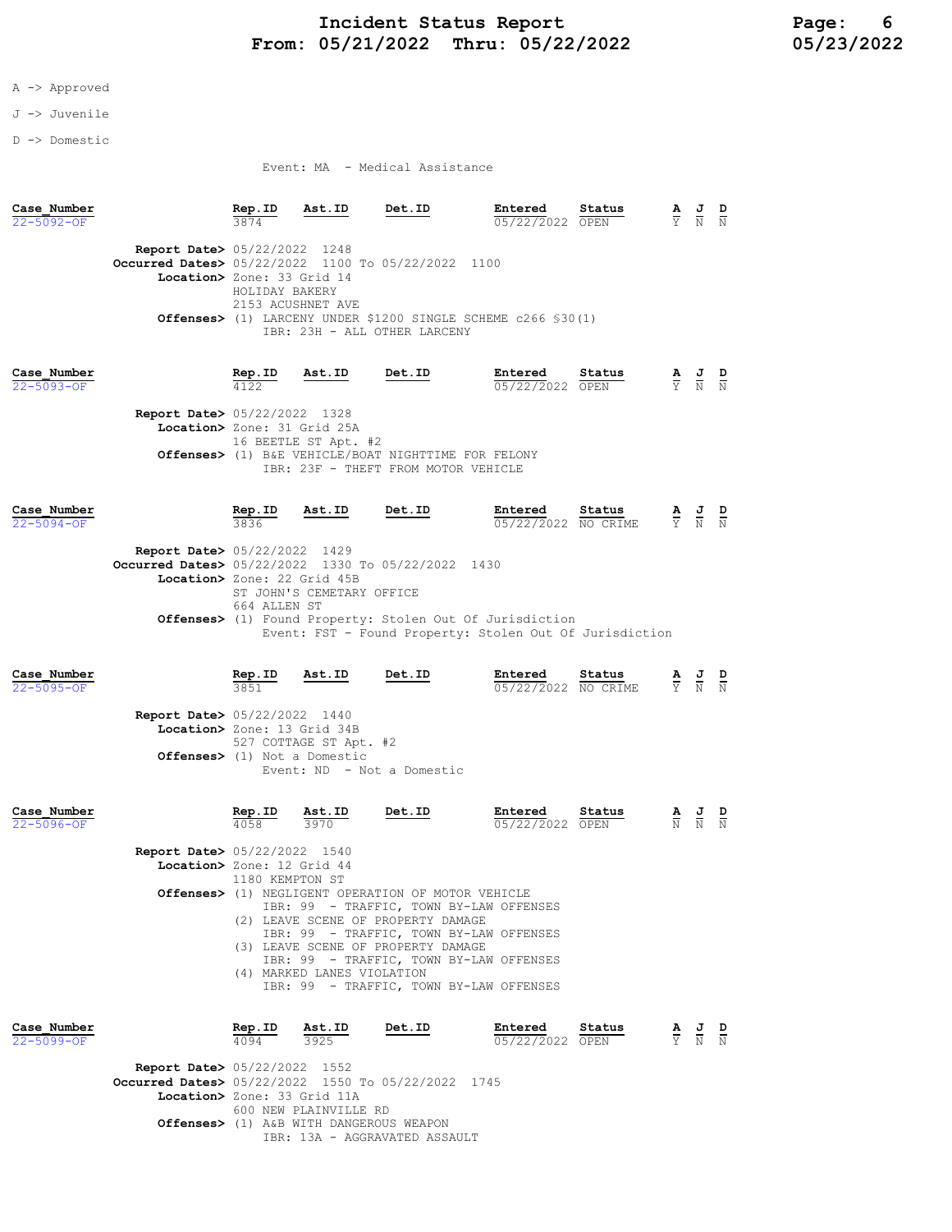# Incident Status Report
## From: 05/21/2022 Thru: 05/22/2022

A -> Approved

J -> Juvenile

D -> Domestic

Event: MA - Medical Assistance

| Case_Number | Rep.ID | Ast.ID | Det.ID | Entered | Status | A | J | D |
|---|---|---|---|---|---|---|---|---|
| 22-5092-OF | 3874 | | | 05/22/2022 | OPEN | Y | N | N |

**Report Date>** 05/22/2022 1248
**Occurred Dates>** 05/22/2022 1100 To 05/22/2022 1100
**Location>** Zone: 33 Grid 14
HOLIDAY BAKERY
2153 ACUSHNET AVE
**Offenses>** (1) LARCENY UNDER $1200 SINGLE SCHEME c266 §30(1)
IBR: 23H - ALL OTHER LARCENY

| Case_Number | Rep.ID | Ast.ID | Det.ID | Entered | Status | A | J | D |
|---|---|---|---|---|---|---|---|---|
| 22-5093-OF | 4122 | | | 05/22/2022 | OPEN | Y | N | N |

**Report Date>** 05/22/2022 1328
**Location>** Zone: 31 Grid 25A
16 BEETLE ST Apt. #2
**Offenses>** (1) B&E VEHICLE/BOAT NIGHTTIME FOR FELONY
IBR: 23F - THEFT FROM MOTOR VEHICLE

| Case_Number | Rep.ID | Ast.ID | Det.ID | Entered | Status | A | J | D |
|---|---|---|---|---|---|---|---|---|
| 22-5094-OF | 3836 | | | 05/22/2022 | NO CRIME | Y | N | N |

**Report Date>** 05/22/2022 1429
**Occurred Dates>** 05/22/2022 1330 To 05/22/2022 1430
**Location>** Zone: 22 Grid 45B
ST JOHN'S CEMETARY OFFICE
664 ALLEN ST
**Offenses>** (1) Found Property: Stolen Out Of Jurisdiction
Event: FST - Found Property: Stolen Out Of Jurisdiction

| Case_Number | Rep.ID | Ast.ID | Det.ID | Entered | Status | A | J | D |
|---|---|---|---|---|---|---|---|---|
| 22-5095-OF | 3851 | | | 05/22/2022 | NO CRIME | Y | N | N |

**Report Date>** 05/22/2022 1440
**Location>** Zone: 13 Grid 34B
527 COTTAGE ST Apt. #2
**Offenses>** (1) Not a Domestic
Event: ND - Not a Domestic

| Case_Number | Rep.ID | Ast.ID | Det.ID | Entered | Status | A | J | D |
|---|---|---|---|---|---|---|---|---|
| 22-5096-OF | 4058 | 3970 | | 05/22/2022 | OPEN | N | N | N |

**Report Date>** 05/22/2022 1540
**Location>** Zone: 12 Grid 44
1180 KEMPTON ST
**Offenses>** (1) NEGLIGENT OPERATION OF MOTOR VEHICLE
IBR: 99 - TRAFFIC, TOWN BY-LAW OFFENSES
(2) LEAVE SCENE OF PROPERTY DAMAGE
IBR: 99 - TRAFFIC, TOWN BY-LAW OFFENSES
(3) LEAVE SCENE OF PROPERTY DAMAGE
IBR: 99 - TRAFFIC, TOWN BY-LAW OFFENSES
(4) MARKED LANES VIOLATION
IBR: 99 - TRAFFIC, TOWN BY-LAW OFFENSES

| Case_Number | Rep.ID | Ast.ID | Det.ID | Entered | Status | A | J | D |
|---|---|---|---|---|---|---|---|---|
| 22-5099-OF | 4094 | 3925 | | 05/22/2022 | OPEN | Y | N | N |

**Report Date>** 05/22/2022 1552
**Occurred Dates>** 05/22/2022 1550 To 05/22/2022 1745
**Location>** Zone: 33 Grid 11A
600 NEW PLAINVILLE RD
**Offenses>** (1) A&B WITH DANGEROUS WEAPON
IBR: 13A - AGGRAVATED ASSAULT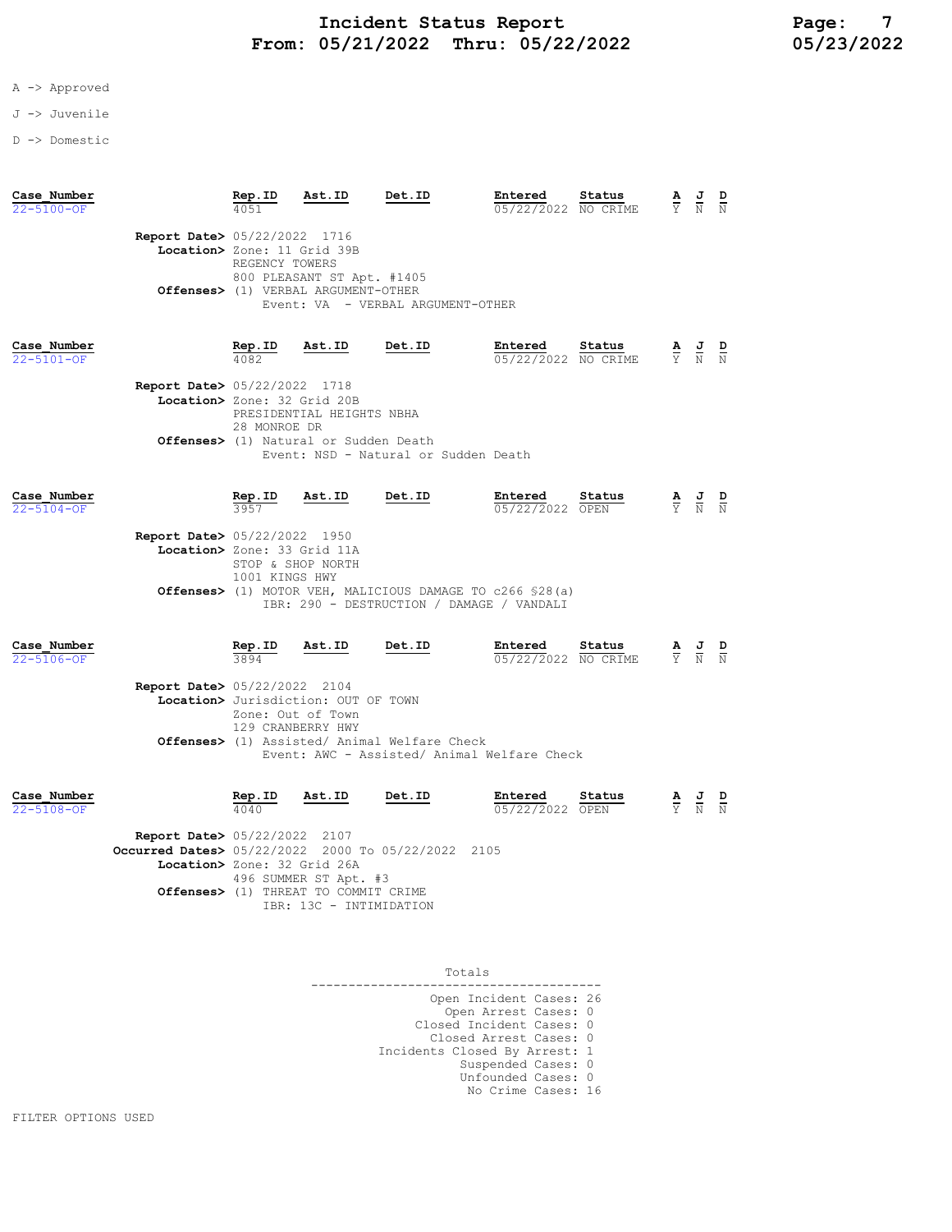A -> Approved

J -> Juvenile

D -> Domestic

| Case_Number | Rep.ID | Ast.ID | Det.ID | Entered | Status | A | J | D |
|---|---|---|---|---|---|---|---|---|
| 22-5100-OF | 4051 | | | 05/22/2022 | NO CRIME | Y | N | N |

**Report Date>** 05/22/2022 1716
**Location>** Zone: 11 Grid 39B
REGENCY TOWERS
800 PLEASANT ST Apt. #1405
**Offenses>** (1) VERBAL ARGUMENT-OTHER
Event: VA - VERBAL ARGUMENT-OTHER

| Case_Number | Rep.ID | Ast.ID | Det.ID | Entered | Status | A | J | D |
|---|---|---|---|---|---|---|---|---|
| 22-5101-OF | 4082 | | | 05/22/2022 | NO CRIME | Y | N | N |

**Report Date>** 05/22/2022 1718
**Location>** Zone: 32 Grid 20B
PRESIDENTIAL HEIGHTS NBHA
28 MONROE DR
**Offenses>** (1) Natural or Sudden Death
Event: NSD - Natural or Sudden Death

| Case_Number | Rep.ID | Ast.ID | Det.ID | Entered | Status | A | J | D |
|---|---|---|---|---|---|---|---|---|
| 22-5104-OF | 3957 | | | 05/22/2022 | OPEN | Y | N | N |

**Report Date>** 05/22/2022 1950
**Location>** Zone: 33 Grid 11A
STOP & SHOP NORTH
1001 KINGS HWY
**Offenses>** (1) MOTOR VEH, MALICIOUS DAMAGE TO c266 §28(a)
IBR: 290 - DESTRUCTION / DAMAGE / VANDALI

| Case_Number | Rep.ID | Ast.ID | Det.ID | Entered | Status | A | J | D |
|---|---|---|---|---|---|---|---|---|
| 22-5106-OF | 3894 | | | 05/22/2022 | NO CRIME | Y | N | N |

**Report Date>** 05/22/2022 2104
**Location>** Jurisdiction: OUT OF TOWN
Zone: Out of Town
129 CRANBERRY HWY
**Offenses>** (1) Assisted/ Animal Welfare Check
Event: AWC - Assisted/ Animal Welfare Check

| Case_Number | Rep.ID | Ast.ID | Det.ID | Entered | Status | A | J | D |
|---|---|---|---|---|---|---|---|---|
| 22-5108-OF | 4040 | | | 05/22/2022 | OPEN | Y | N | N |

**Report Date>** 05/22/2022 2107
**Occurred Dates>** 05/22/2022 2000 To 05/22/2022 2105
**Location>** Zone: 32 Grid 26A
496 SUMMER ST Apt. #3
**Offenses>** (1) THREAT TO COMMIT CRIME
IBR: 13C - INTIMIDATION

**Totals**

| | |
|---|---|
| Open Incident Cases: | 26 |
| Open Arrest Cases: | 0 |
| Closed Incident Cases: | 0 |
| Closed Arrest Cases: | 0 |
| Incidents Closed By Arrest: | 1 |
| Suspended Cases: | 0 |
| Unfounded Cases: | 0 |
| No Crime Cases: | 16 |

FILTER OPTIONS USED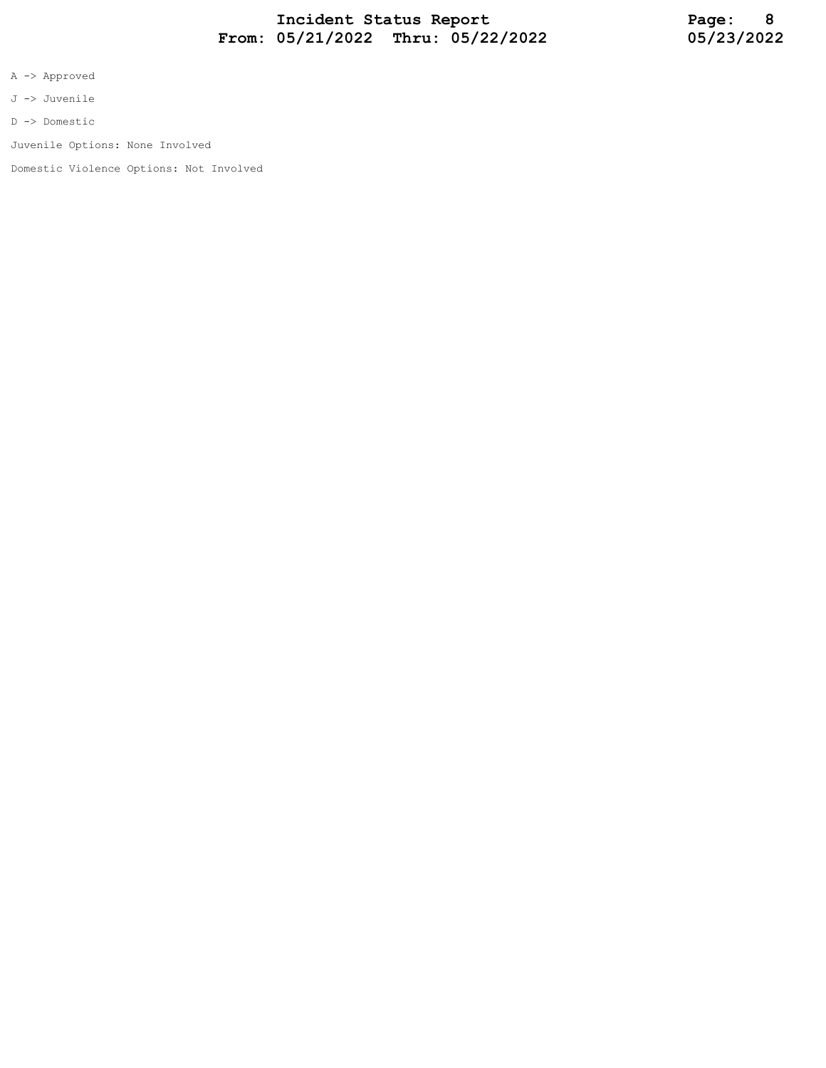A -> Approved

J -> Juvenile

D -> Domestic

Juvenile Options: None Involved

Domestic Violence Options: Not Involved